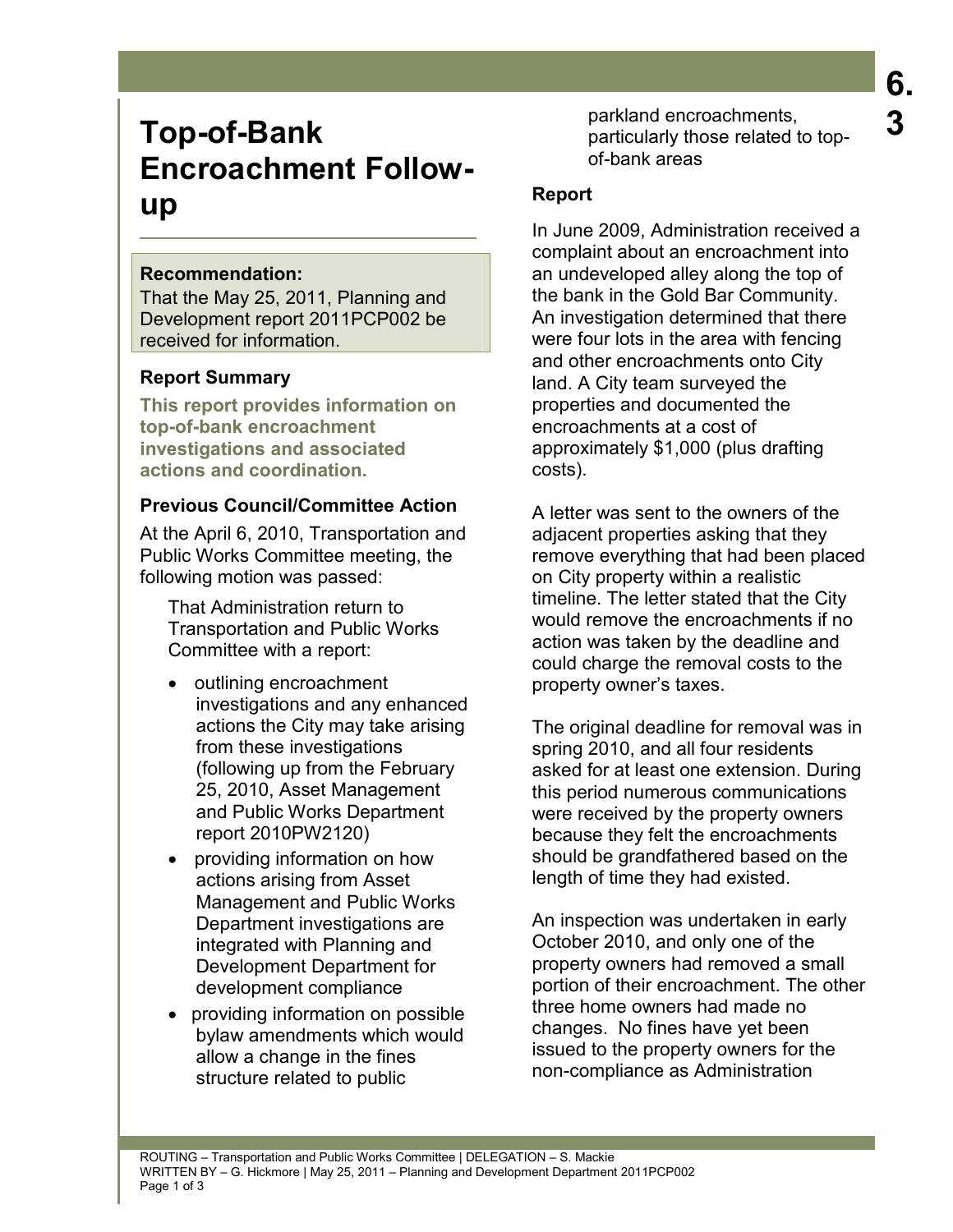# Top-of-Bank Encroachment Follow-up

**Recommendation:**
That the May 25, 2011, Planning and Development report 2011PCP002 be received for information.

### Report Summary

**This report provides information on top-of-bank encroachment investigations and associated actions and coordination.**

### Previous Council/Committee Action

At the April 6, 2010, Transportation and Public Works Committee meeting, the following motion was passed:

> That Administration return to Transportation and Public Works Committee with a report:
>
> - outlining encroachment investigations and any enhanced actions the City may take arising from these investigations (following up from the February 25, 2010, Asset Management and Public Works Department report 2010PW2120)
> - providing information on how actions arising from Asset Management and Public Works Department investigations are integrated with Planning and Development Department for development compliance
> - providing information on possible bylaw amendments which would allow a change in the fines structure related to public parkland encroachments, particularly those related to top-of-bank areas

### Report

In June 2009, Administration received a complaint about an encroachment into an undeveloped alley along the top of the bank in the Gold Bar Community. An investigation determined that there were four lots in the area with fencing and other encroachments onto City land. A City team surveyed the properties and documented the encroachments at a cost of approximately $1,000 (plus drafting costs).

A letter was sent to the owners of the adjacent properties asking that they remove everything that had been placed on City property within a realistic timeline. The letter stated that the City would remove the encroachments if no action was taken by the deadline and could charge the removal costs to the property owner's taxes.

The original deadline for removal was in spring 2010, and all four residents asked for at least one extension. During this period numerous communications were received by the property owners because they felt the encroachments should be grandfathered based on the length of time they had existed.

An inspection was undertaken in early October 2010, and only one of the property owners had removed a small portion of their encroachment. The other three home owners had made no changes. No fines have yet been issued to the property owners for the non-compliance as Administration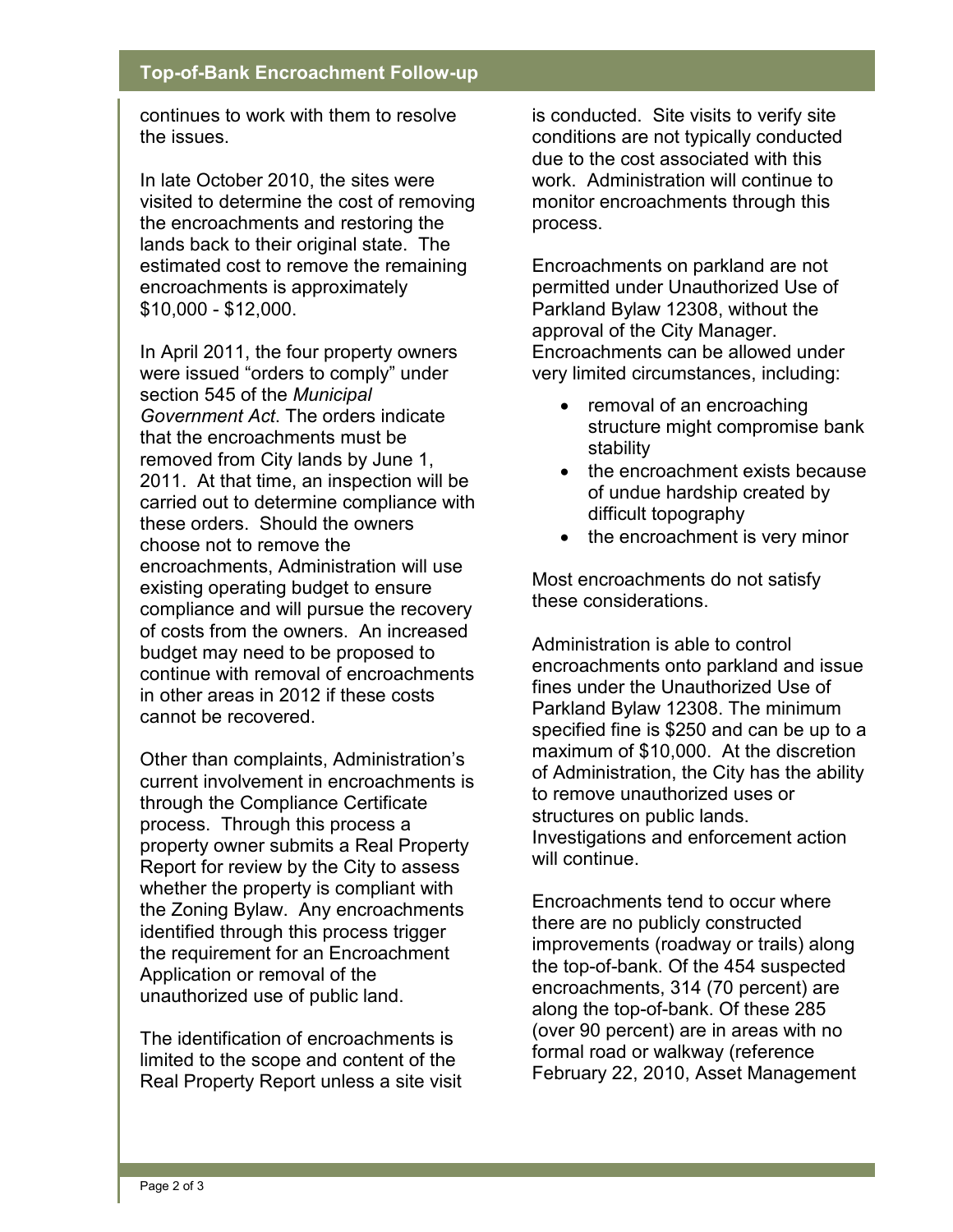continues to work with them to resolve the issues.

In late October 2010, the sites were visited to determine the cost of removing the encroachments and restoring the lands back to their original state. The estimated cost to remove the remaining encroachments is approximately $10,000 - $12,000.

In April 2011, the four property owners were issued "orders to comply" under section 545 of the *Municipal Government Act*. The orders indicate that the encroachments must be removed from City lands by June 1, 2011. At that time, an inspection will be carried out to determine compliance with these orders. Should the owners choose not to remove the encroachments, Administration will use existing operating budget to ensure compliance and will pursue the recovery of costs from the owners. An increased budget may need to be proposed to continue with removal of encroachments in other areas in 2012 if these costs cannot be recovered.

Other than complaints, Administration's current involvement in encroachments is through the Compliance Certificate process. Through this process a property owner submits a Real Property Report for review by the City to assess whether the property is compliant with the Zoning Bylaw. Any encroachments identified through this process trigger the requirement for an Encroachment Application or removal of the unauthorized use of public land.

The identification of encroachments is limited to the scope and content of the Real Property Report unless a site visit is conducted. Site visits to verify site conditions are not typically conducted due to the cost associated with this work. Administration will continue to monitor encroachments through this process.

Encroachments on parkland are not permitted under Unauthorized Use of Parkland Bylaw 12308, without the approval of the City Manager. Encroachments can be allowed under very limited circumstances, including:

- removal of an encroaching structure might compromise bank stability
- the encroachment exists because of undue hardship created by difficult topography
- the encroachment is very minor

Most encroachments do not satisfy these considerations.

Administration is able to control encroachments onto parkland and issue fines under the Unauthorized Use of Parkland Bylaw 12308. The minimum specified fine is $250 and can be up to a maximum of $10,000. At the discretion of Administration, the City has the ability to remove unauthorized uses or structures on public lands. Investigations and enforcement action will continue.

Encroachments tend to occur where there are no publicly constructed improvements (roadway or trails) along the top-of-bank. Of the 454 suspected encroachments, 314 (70 percent) are along the top-of-bank. Of these 285 (over 90 percent) are in areas with no formal road or walkway (reference February 22, 2010, Asset Management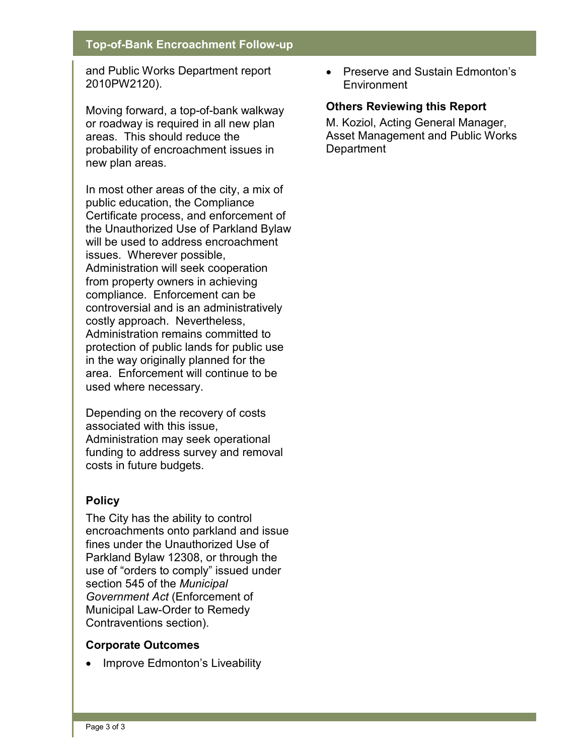and Public Works Department report 2010PW2120).

Moving forward, a top-of-bank walkway or roadway is required in all new plan areas. This should reduce the probability of encroachment issues in new plan areas.

In most other areas of the city, a mix of public education, the Compliance Certificate process, and enforcement of the Unauthorized Use of Parkland Bylaw will be used to address encroachment issues. Wherever possible, Administration will seek cooperation from property owners in achieving compliance. Enforcement can be controversial and is an administratively costly approach. Nevertheless, Administration remains committed to protection of public lands for public use in the way originally planned for the area. Enforcement will continue to be used where necessary.

Depending on the recovery of costs associated with this issue, Administration may seek operational funding to address survey and removal costs in future budgets.

**Policy**

The City has the ability to control encroachments onto parkland and issue fines under the Unauthorized Use of Parkland Bylaw 12308, or through the use of "orders to comply" issued under section 545 of the *Municipal Government Act* (Enforcement of Municipal Law-Order to Remedy Contraventions section).

**Corporate Outcomes**

- Improve Edmonton's Liveability
- Preserve and Sustain Edmonton's Environment

**Others Reviewing this Report**

M. Koziol, Acting General Manager, Asset Management and Public Works Department